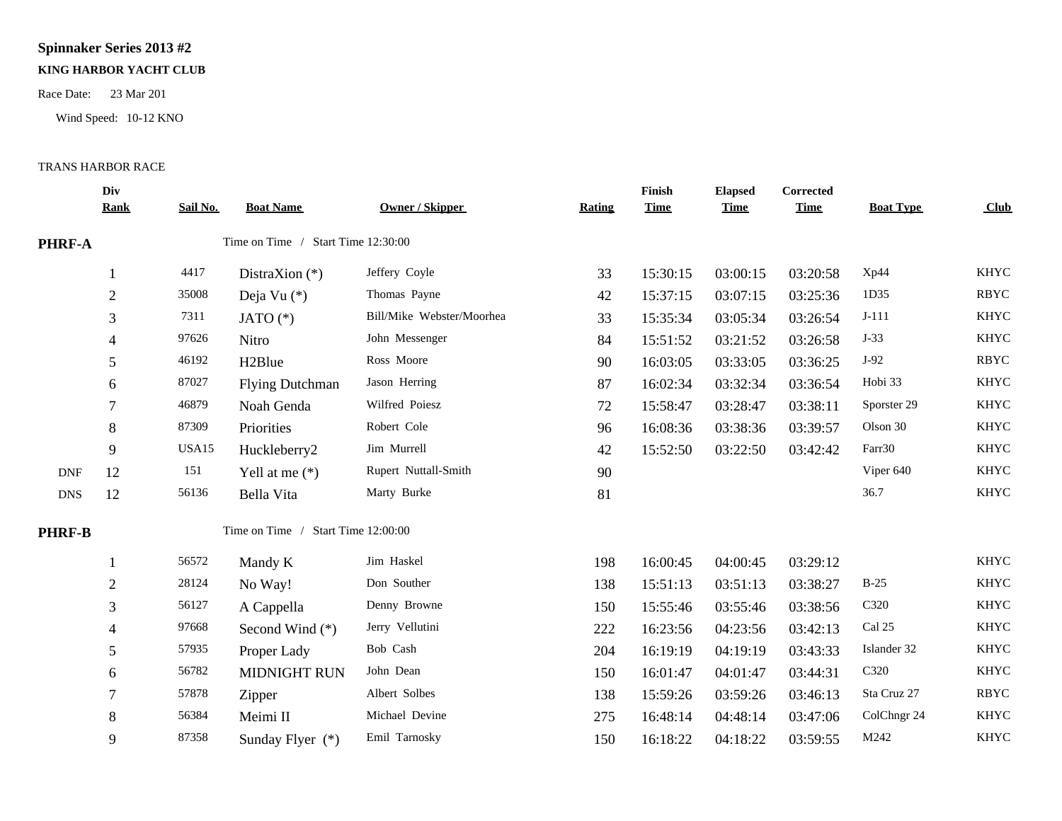# Spinnaker Series 2013 #2

**KING HARBOR YACHT CLUB**

Race Date: 23 Mar 201

Wind Speed: 10-12 KNO

TRANS HARBOR RACE

| | Div Rank | Sail No. | Boat Name | Owner / Skipper | Rating | Finish Time | Elapsed Time | Corrected Time | Boat Type | Club |
|---|---|---|---|---|---|---|---|---|---|---|
| **PHRF-A** | | | Time on Time / Start Time 12:30:00 | | | | | | | |
| | 1 | 4417 | DistraXion (*) | Jeffery Coyle | 33 | 15:30:15 | 03:00:15 | 03:20:58 | Xp44 | KHYC |
| | 2 | 35008 | Deja Vu (*) | Thomas Payne | 42 | 15:37:15 | 03:07:15 | 03:25:36 | 1D35 | RBYC |
| | 3 | 7311 | JATO (*) | Bill/Mike Webster/Moorhea | 33 | 15:35:34 | 03:05:34 | 03:26:54 | J-111 | KHYC |
| | 4 | 97626 | Nitro | John Messenger | 84 | 15:51:52 | 03:21:52 | 03:26:58 | J-33 | KHYC |
| | 5 | 46192 | H2Blue | Ross Moore | 90 | 16:03:05 | 03:33:05 | 03:36:25 | J-92 | RBYC |
| | 6 | 87027 | Flying Dutchman | Jason Herring | 87 | 16:02:34 | 03:32:34 | 03:36:54 | Hobi 33 | KHYC |
| | 7 | 46879 | Noah Genda | Wilfred Poiesz | 72 | 15:58:47 | 03:28:47 | 03:38:11 | Sporster 29 | KHYC |
| | 8 | 87309 | Priorities | Robert Cole | 96 | 16:08:36 | 03:38:36 | 03:39:57 | Olson 30 | KHYC |
| | 9 | USA15 | Huckleberry2 | Jim Murrell | 42 | 15:52:50 | 03:22:50 | 03:42:42 | Farr30 | KHYC |
| DNF | 12 | 151 | Yell at me (*) | Rupert Nuttall-Smith | 90 | | | | Viper 640 | KHYC |
| DNS | 12 | 56136 | Bella Vita | Marty Burke | 81 | | | | 36.7 | KHYC |
| **PHRF-B** | | | Time on Time / Start Time 12:00:00 | | | | | | | |
| | 1 | 56572 | Mandy K | Jim Haskel | 198 | 16:00:45 | 04:00:45 | 03:29:12 | | KHYC |
| | 2 | 28124 | No Way! | Don Souther | 138 | 15:51:13 | 03:51:13 | 03:38:27 | B-25 | KHYC |
| | 3 | 56127 | A Cappella | Denny Browne | 150 | 15:55:46 | 03:55:46 | 03:38:56 | C320 | KHYC |
| | 4 | 97668 | Second Wind (*) | Jerry Vellutini | 222 | 16:23:56 | 04:23:56 | 03:42:13 | Cal 25 | KHYC |
| | 5 | 57935 | Proper Lady | Bob Cash | 204 | 16:19:19 | 04:19:19 | 03:43:33 | Islander 32 | KHYC |
| | 6 | 56782 | MIDNIGHT RUN | John Dean | 150 | 16:01:47 | 04:01:47 | 03:44:31 | C320 | KHYC |
| | 7 | 57878 | Zipper | Albert Solbes | 138 | 15:59:26 | 03:59:26 | 03:46:13 | Sta Cruz 27 | RBYC |
| | 8 | 56384 | Meimi II | Michael Devine | 275 | 16:48:14 | 04:48:14 | 03:47:06 | ColChngr 24 | KHYC |
| | 9 | 87358 | Sunday Flyer (*) | Emil Tarnosky | 150 | 16:18:22 | 04:18:22 | 03:59:55 | M242 | KHYC |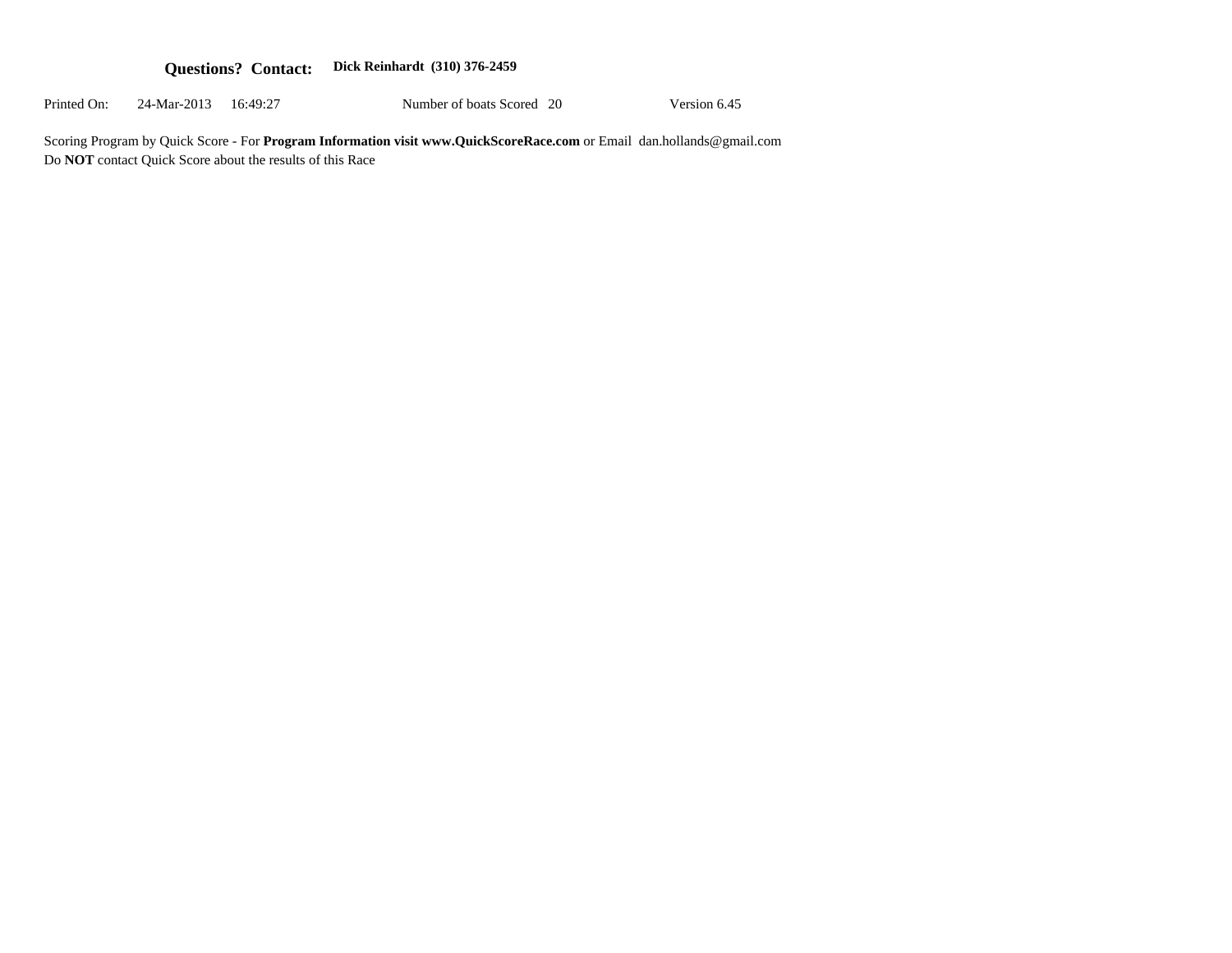**Questions? Contact:** **Dick Reinhardt (310) 376-2459**

Printed On: 24-Mar-2013 16:49:27 Number of boats Scored 20 Version 6.45

Scoring Program by Quick Score - For **Program Information visit www.QuickScoreRace.com** or Email dan.hollands@gmail.com
Do **NOT** contact Quick Score about the results of this Race